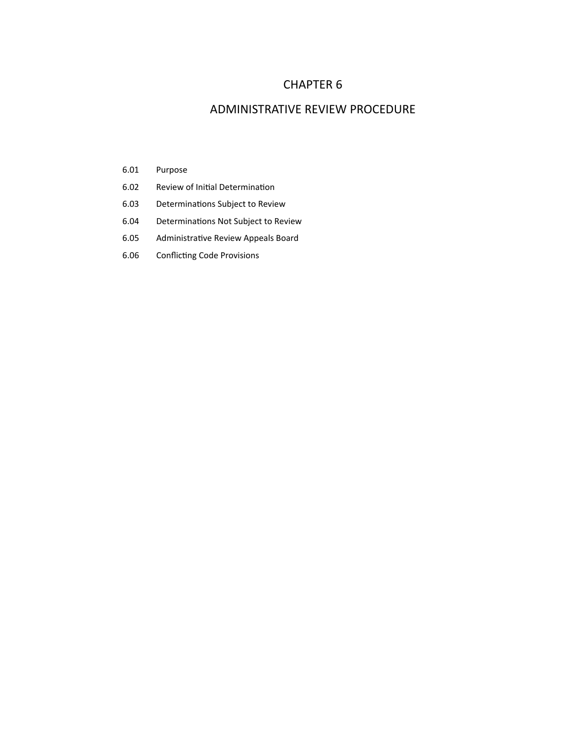# CHAPTER 6

# ADMINISTRATIVE REVIEW PROCEDURE

6.01 Purpose

6.02 Review of Initial Determination

6.03 Determinations Subject to Review

6.04 Determinations Not Subject to Review

6.05 Administrative Review Appeals Board

6.06 Conflicting Code Provisions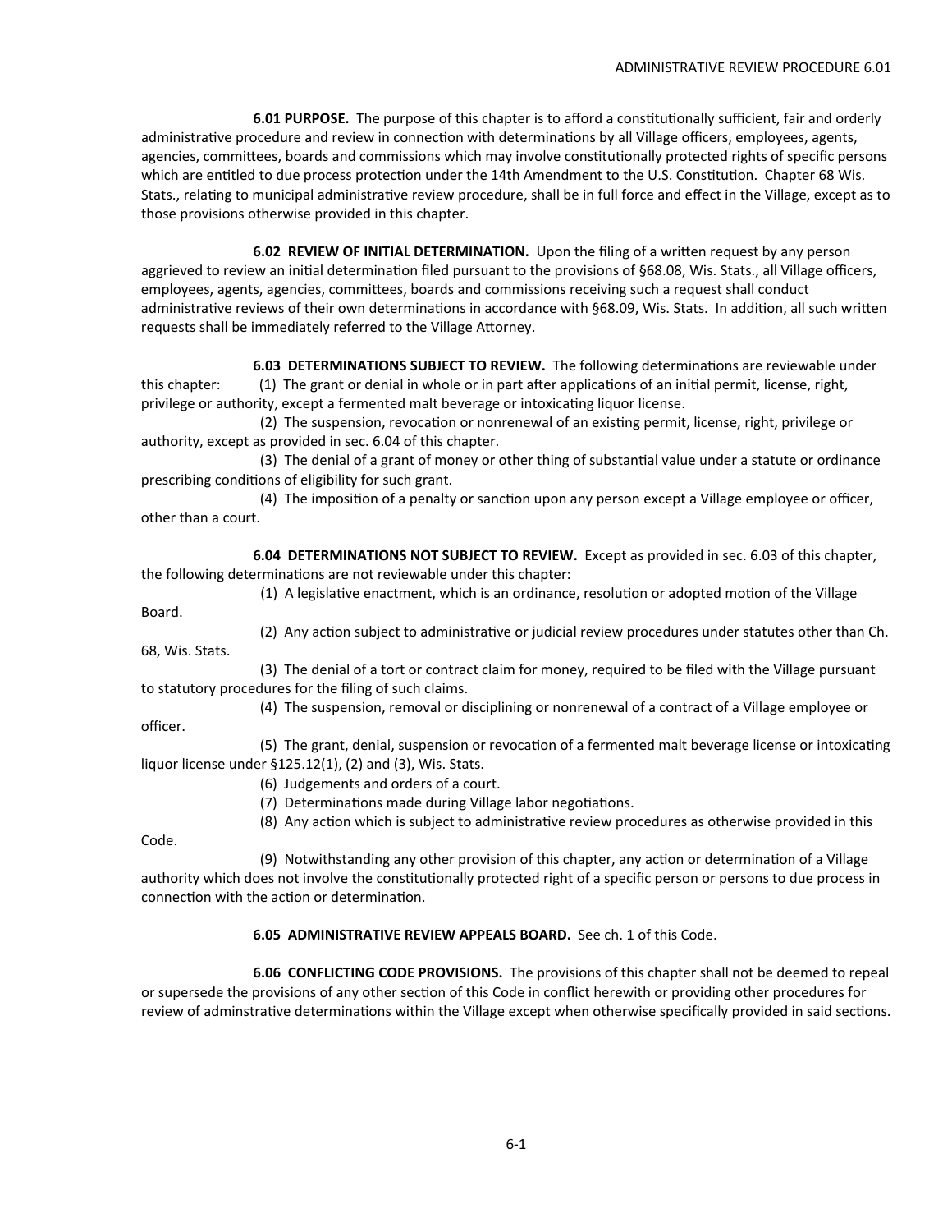**6.01 PURPOSE.** The purpose of this chapter is to afford a constitutionally sufficient, fair and orderly administrative procedure and review in connection with determinations by all Village officers, employees, agents, agencies, committees, boards and commissions which may involve constitutionally protected rights of specific persons which are entitled to due process protection under the 14th Amendment to the U.S. Constitution. Chapter 68 Wis. Stats., relating to municipal administrative review procedure, shall be in full force and effect in the Village, except as to those provisions otherwise provided in this chapter.

**6.02 REVIEW OF INITIAL DETERMINATION.** Upon the filing of a written request by any person aggrieved to review an initial determination filed pursuant to the provisions of §68.08, Wis. Stats., all Village officers, employees, agents, agencies, committees, boards and commissions receiving such a request shall conduct administrative reviews of their own determinations in accordance with §68.09, Wis. Stats. In addition, all such written requests shall be immediately referred to the Village Attorney.

**6.03 DETERMINATIONS SUBJECT TO REVIEW.** The following determinations are reviewable under this chapter:

(1) The grant or denial in whole or in part after applications of an initial permit, license, right, privilege or authority, except a fermented malt beverage or intoxicating liquor license.

(2) The suspension, revocation or nonrenewal of an existing permit, license, right, privilege or authority, except as provided in sec. 6.04 of this chapter.

(3) The denial of a grant of money or other thing of substantial value under a statute or ordinance prescribing conditions of eligibility for such grant.

(4) The imposition of a penalty or sanction upon any person except a Village employee or officer, other than a court.

**6.04 DETERMINATIONS NOT SUBJECT TO REVIEW.** Except as provided in sec. 6.03 of this chapter, the following determinations are not reviewable under this chapter:

(1) A legislative enactment, which is an ordinance, resolution or adopted motion of the Village Board.

(2) Any action subject to administrative or judicial review procedures under statutes other than Ch. 68, Wis. Stats.

(3) The denial of a tort or contract claim for money, required to be filed with the Village pursuant to statutory procedures for the filing of such claims.

(4) The suspension, removal or disciplining or nonrenewal of a contract of a Village employee or officer.

(5) The grant, denial, suspension or revocation of a fermented malt beverage license or intoxicating liquor license under §125.12(1), (2) and (3), Wis. Stats.

(6) Judgements and orders of a court.

(7) Determinations made during Village labor negotiations.

(8) Any action which is subject to administrative review procedures as otherwise provided in this Code.

(9) Notwithstanding any other provision of this chapter, any action or determination of a Village authority which does not involve the constitutionally protected right of a specific person or persons to due process in connection with the action or determination.

**6.05 ADMINISTRATIVE REVIEW APPEALS BOARD.** See ch. 1 of this Code.

**6.06 CONFLICTING CODE PROVISIONS.** The provisions of this chapter shall not be deemed to repeal or supersede the provisions of any other section of this Code in conflict herewith or providing other procedures for review of adminstrative determinations within the Village except when otherwise specifically provided in said sections.